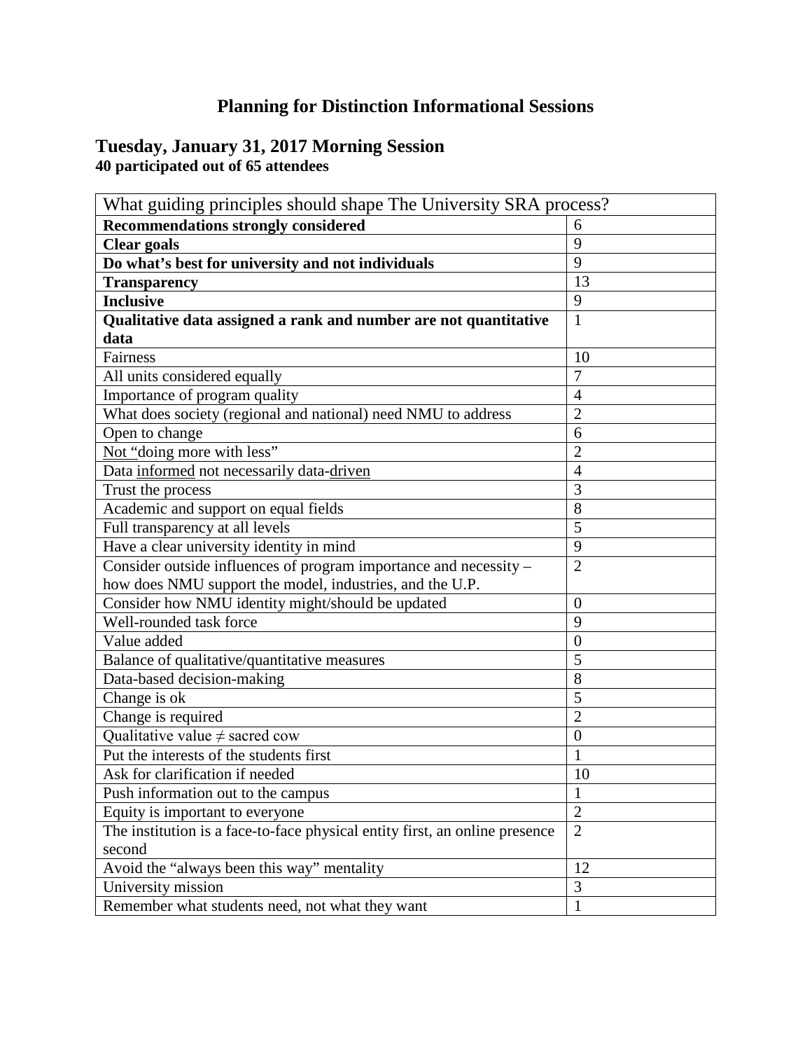# Planning for Distinction Informational Sessions

## Tuesday, January 31, 2017 Morning Session
**40 participated out of 65 attendees**

| What guiding principles should shape The University SRA process? | |
|---|---|
| **Recommendations strongly considered** | 6 |
| **Clear goals** | 9 |
| **Do what's best for university and not individuals** | 9 |
| **Transparency** | 13 |
| **Inclusive** | 9 |
| **Qualitative data assigned a rank and number are not quantitative data** | 1 |
| Fairness | 10 |
| All units considered equally | 7 |
| Importance of program quality | 4 |
| What does society (regional and national) need NMU to address | 2 |
| Open to change | 6 |
| Not "doing more with less" | 2 |
| Data informed not necessarily data-driven | 4 |
| Trust the process | 3 |
| Academic and support on equal fields | 8 |
| Full transparency at all levels | 5 |
| Have a clear university identity in mind | 9 |
| Consider outside influences of program importance and necessity – how does NMU support the model, industries, and the U.P. | 2 |
| Consider how NMU identity might/should be updated | 0 |
| Well-rounded task force | 9 |
| Value added | 0 |
| Balance of qualitative/quantitative measures | 5 |
| Data-based decision-making | 8 |
| Change is ok | 5 |
| Change is required | 2 |
| Qualitative value ≠ sacred cow | 0 |
| Put the interests of the students first | 1 |
| Ask for clarification if needed | 10 |
| Push information out to the campus | 1 |
| Equity is important to everyone | 2 |
| The institution is a face-to-face physical entity first, an online presence second | 2 |
| Avoid the "always been this way" mentality | 12 |
| University mission | 3 |
| Remember what students need, not what they want | 1 |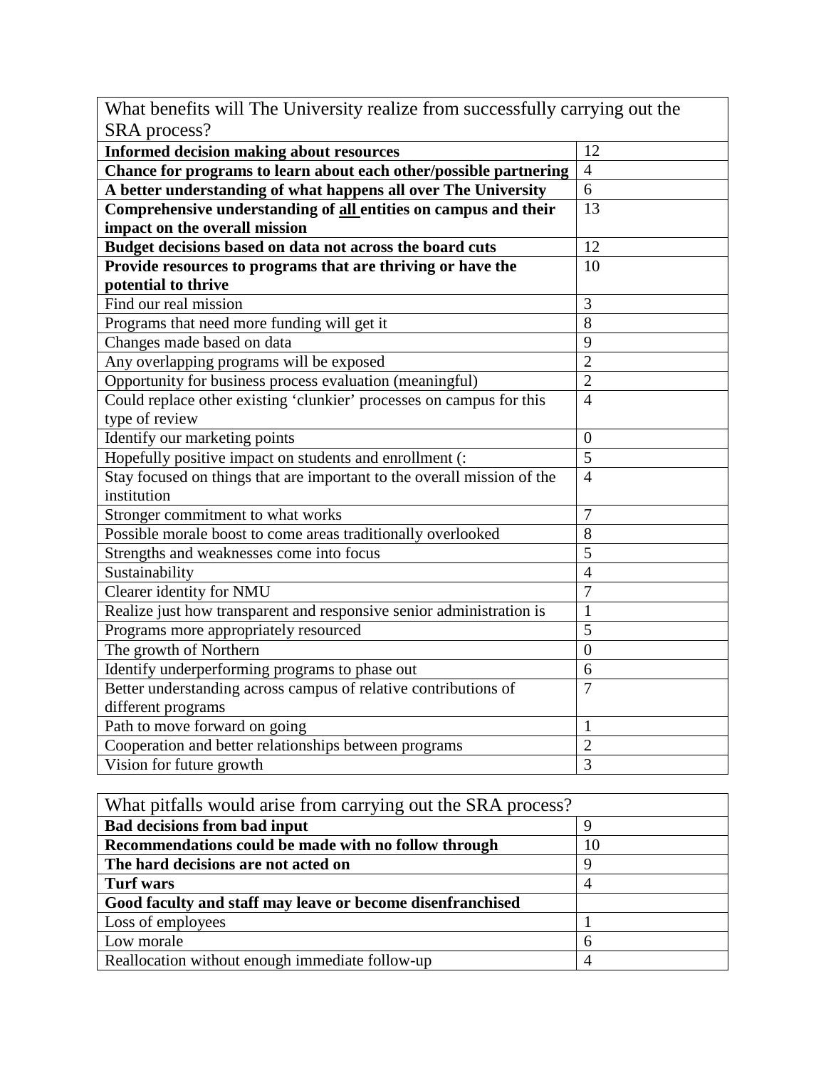| What benefits will The University realize from successfully carrying out the SRA process? | |
|---|---|
| **Informed decision making about resources** | 12 |
| **Chance for programs to learn about each other/possible partnering** | 4 |
| **A better understanding of what happens all over The University** | 6 |
| **Comprehensive understanding of <u>all</u> entities on campus and their impact on the overall mission** | 13 |
| **Budget decisions based on data not across the board cuts** | 12 |
| **Provide resources to programs that are thriving or have the potential to thrive** | 10 |
| Find our real mission | 3 |
| Programs that need more funding will get it | 8 |
| Changes made based on data | 9 |
| Any overlapping programs will be exposed | 2 |
| Opportunity for business process evaluation (meaningful) | 2 |
| Could replace other existing 'clunkier' processes on campus for this type of review | 4 |
| Identify our marketing points | 0 |
| Hopefully positive impact on students and enrollment (: | 5 |
| Stay focused on things that are important to the overall mission of the institution | 4 |
| Stronger commitment to what works | 7 |
| Possible morale boost to come areas traditionally overlooked | 8 |
| Strengths and weaknesses come into focus | 5 |
| Sustainability | 4 |
| Clearer identity for NMU | 7 |
| Realize just how transparent and responsive senior administration is | 1 |
| Programs more appropriately resourced | 5 |
| The growth of Northern | 0 |
| Identify underperforming programs to phase out | 6 |
| Better understanding across campus of relative contributions of different programs | 7 |
| Path to move forward on going | 1 |
| Cooperation and better relationships between programs | 2 |
| Vision for future growth | 3 |

| What pitfalls would arise from carrying out the SRA process? | |
|---|---|
| **Bad decisions from bad input** | 9 |
| **Recommendations could be made with no follow through** | 10 |
| **The hard decisions are not acted on** | 9 |
| **Turf wars** | 4 |
| **Good faculty and staff may leave or become disenfranchised** | |
| Loss of employees | 1 |
| Low morale | 6 |
| Reallocation without enough immediate follow-up | 4 |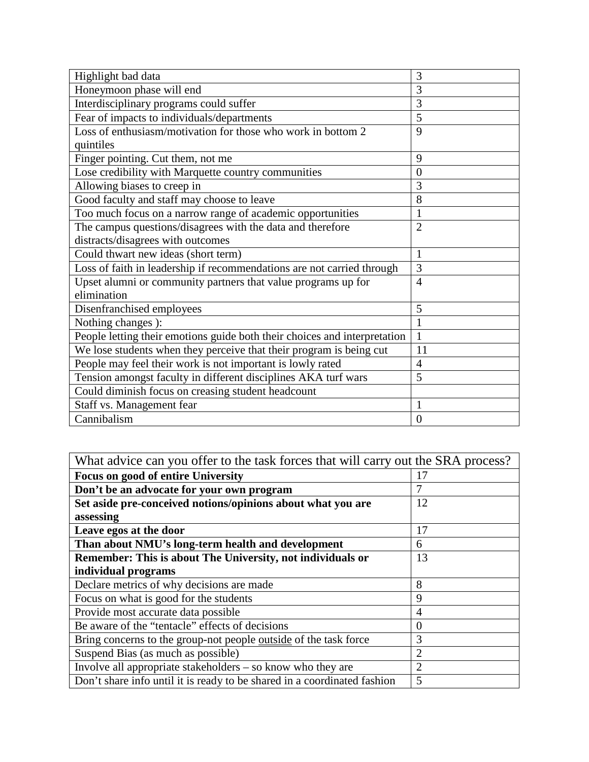| | |
|---|---|
| Highlight bad data | 3 |
| Honeymoon phase will end | 3 |
| Interdisciplinary programs could suffer | 3 |
| Fear of impacts to individuals/departments | 5 |
| Loss of enthusiasm/motivation for those who work in bottom 2 quintiles | 9 |
| Finger pointing. Cut them, not me | 9 |
| Lose credibility with Marquette country communities | 0 |
| Allowing biases to creep in | 3 |
| Good faculty and staff may choose to leave | 8 |
| Too much focus on a narrow range of academic opportunities | 1 |
| The campus questions/disagrees with the data and therefore distracts/disagrees with outcomes | 2 |
| Could thwart new ideas (short term) | 1 |
| Loss of faith in leadership if recommendations are not carried through | 3 |
| Upset alumni or community partners that value programs up for elimination | 4 |
| Disenfranchised employees | 5 |
| Nothing changes ): | 1 |
| People letting their emotions guide both their choices and interpretation | 1 |
| We lose students when they perceive that their program is being cut | 11 |
| People may feel their work is not important is lowly rated | 4 |
| Tension amongst faculty in different disciplines AKA turf wars | 5 |
| Could diminish focus on creasing student headcount | |
| Staff vs. Management fear | 1 |
| Cannibalism | 0 |

| What advice can you offer to the task forces that will carry out the SRA process? | |
|---|---|
| **Focus on good of entire University** | 17 |
| **Don't be an advocate for your own program** | 7 |
| **Set aside pre-conceived notions/opinions about what you are assessing** | 12 |
| **Leave egos at the door** | 17 |
| **Than about NMU's long-term health and development** | 6 |
| **Remember: This is about The University, not individuals or individual programs** | 13 |
| Declare metrics of why decisions are made | 8 |
| Focus on what is good for the students | 9 |
| Provide most accurate data possible | 4 |
| Be aware of the "tentacle" effects of decisions | 0 |
| Bring concerns to the group-not people outside of the task force | 3 |
| Suspend Bias (as much as possible) | 2 |
| Involve all appropriate stakeholders – so know who they are | 2 |
| Don't share info until it is ready to be shared in a coordinated fashion | 5 |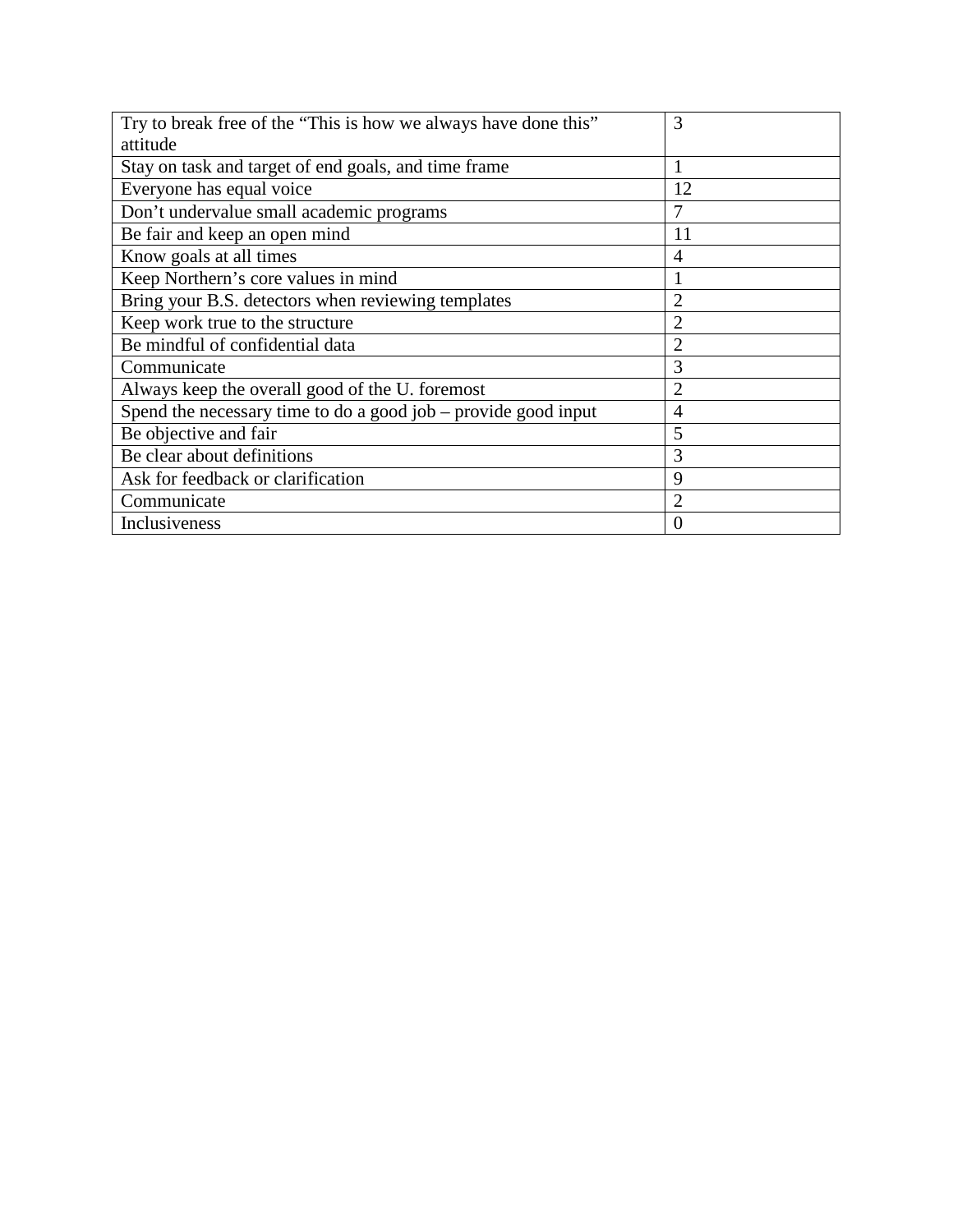| | |
|---|---|
| Try to break free of the “This is how we always have done this” attitude | 3 |
| Stay on task and target of end goals, and time frame | 1 |
| Everyone has equal voice | 12 |
| Don’t undervalue small academic programs | 7 |
| Be fair and keep an open mind | 11 |
| Know goals at all times | 4 |
| Keep Northern’s core values in mind | 1 |
| Bring your B.S. detectors when reviewing templates | 2 |
| Keep work true to the structure | 2 |
| Be mindful of confidential data | 2 |
| Communicate | 3 |
| Always keep the overall good of the U. foremost | 2 |
| Spend the necessary time to do a good job – provide good input | 4 |
| Be objective and fair | 5 |
| Be clear about definitions | 3 |
| Ask for feedback or clarification | 9 |
| Communicate | 2 |
| Inclusiveness | 0 |